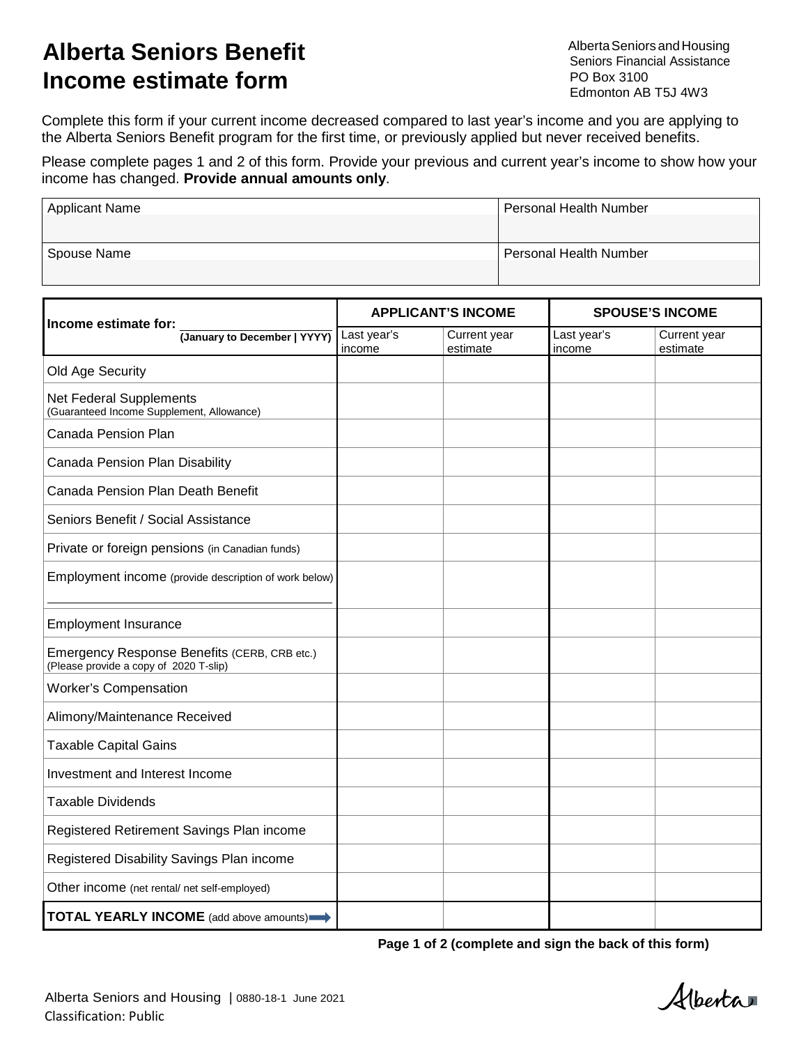# Alberta Seniors Benefit Income estimate form

Alberta Seniors and Housing
Seniors Financial Assistance
PO Box 3100
Edmonton AB T5J 4W3

Complete this form if your current income decreased compared to last year's income and you are applying to the Alberta Seniors Benefit program for the first time, or previously applied but never received benefits.

Please complete pages 1 and 2 of this form. Provide your previous and current year's income to show how your income has changed. **Provide annual amounts only**.

| Applicant Name | Personal Health Number |
|---|---|
| | |
| **Spouse Name** | **Personal Health Number** |
| | |

| **Income estimate for:** ______ (January to December \| YYYY) | **APPLICANT'S INCOME** | | **SPOUSE'S INCOME** | |
|---|---|---|---|---|
| | Last year's income | Current year estimate | Last year's income | Current year estimate |
| Old Age Security | | | | |
| Net Federal Supplements (Guaranteed Income Supplement, Allowance) | | | | |
| Canada Pension Plan | | | | |
| Canada Pension Plan Disability | | | | |
| Canada Pension Plan Death Benefit | | | | |
| Seniors Benefit / Social Assistance | | | | |
| Private or foreign pensions (in Canadian funds) | | | | |
| Employment income (provide description of work below) ______ | | | | |
| Employment Insurance | | | | |
| Emergency Response Benefits (CERB, CRB etc.) (Please provide a copy of 2020 T-slip) | | | | |
| Worker's Compensation | | | | |
| Alimony/Maintenance Received | | | | |
| Taxable Capital Gains | | | | |
| Investment and Interest Income | | | | |
| Taxable Dividends | | | | |
| Registered Retirement Savings Plan income | | | | |
| Registered Disability Savings Plan income | | | | |
| Other income (net rental/ net self-employed) | | | | |
| **TOTAL YEARLY INCOME** (add above amounts) | | | | |

**(complete and sign the back of this form)**

Alberta Seniors and Housing | 0880-18-1 June 2021
Classification: Public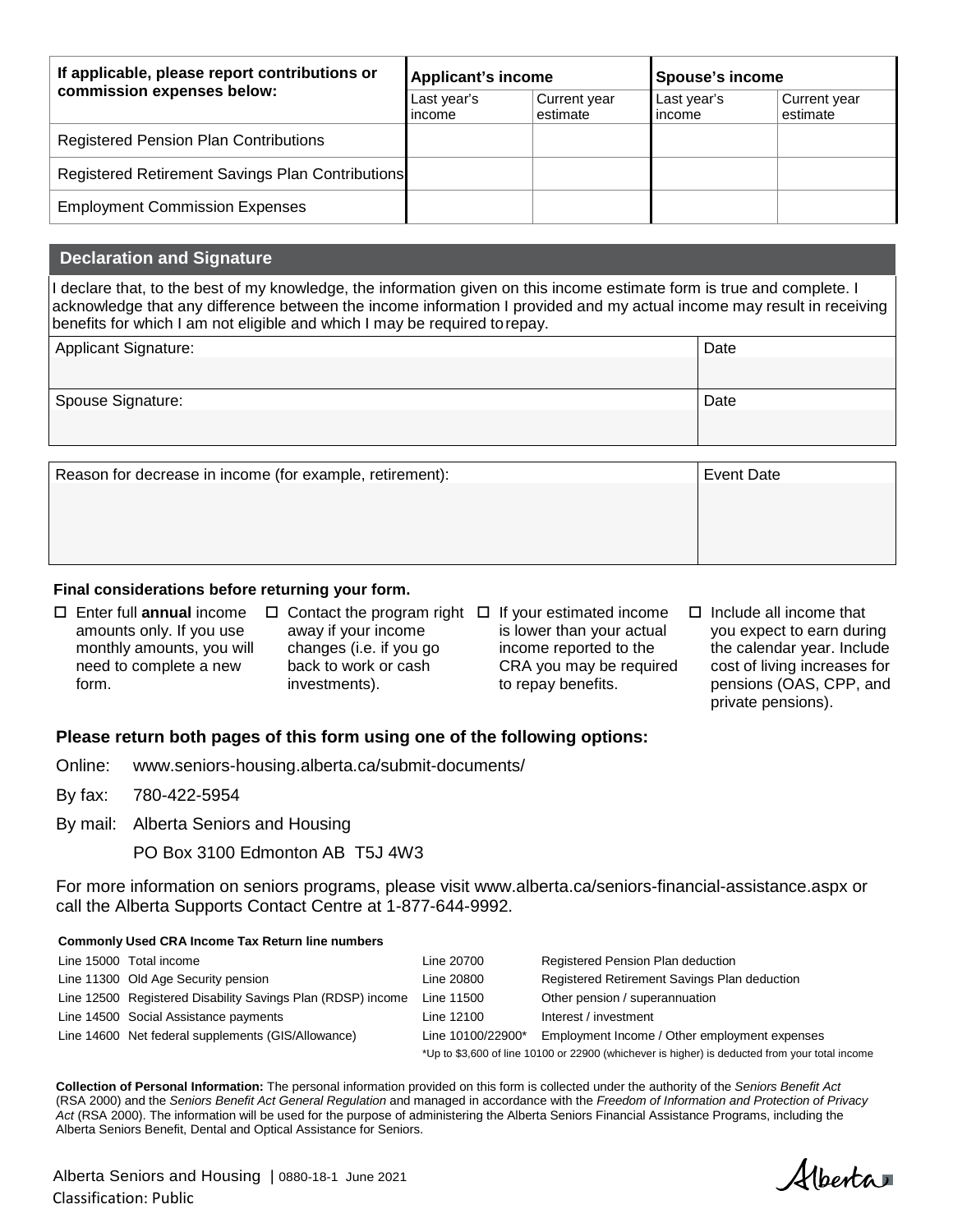| If applicable, please report contributions or commission expenses below: | Applicant's income | | Spouse's income | |
|---|---|---|---|---|
| | Last year's income | Current year estimate | Last year's income | Current year estimate |
| Registered Pension Plan Contributions | | | | |
| Registered Retirement Savings Plan Contributions | | | | |
| Employment Commission Expenses | | | | |

## Declaration and Signature

I declare that, to the best of my knowledge, the information given on this income estimate form is true and complete. I acknowledge that any difference between the income information I provided and my actual income may result in receiving benefits for which I am not eligible and which I may be required to repay.

| Applicant Signature: | Date |
|---|---|
| | |
| **Spouse Signature:** | **Date** |
| | |

| Reason for decrease in income (for example, retirement): | Event Date |
|---|---|
| | |

**Final considerations before returning your form.**

- ☐ Enter full **annual** income amounts only. If you use monthly amounts, you will need to complete a new form.
- ☐ Contact the program right away if your income changes (i.e. if you go back to work or cash investments).
- ☐ If your estimated income is lower than your actual income reported to the CRA you may be required to repay benefits.
- ☐ Include all income that you expect to earn during the calendar year. Include cost of living increases for pensions (OAS, CPP, and private pensions).

### Please return both pages of this form using one of the following options:

Online: www.seniors-housing.alberta.ca/submit-documents/

By fax: 780-422-5954

By mail: Alberta Seniors and Housing
PO Box 3100 Edmonton AB T5J 4W3

For more information on seniors programs, please visit www.alberta.ca/seniors-financial-assistance.aspx or call the Alberta Supports Contact Centre at 1-877-644-9992.

**Commonly Used CRA Income Tax Return line numbers**

| | | | |
|---|---|---|---|
| Line 15000 | Total income | Line 20700 | Registered Pension Plan deduction |
| Line 11300 | Old Age Security pension | Line 20800 | Registered Retirement Savings Plan deduction |
| Line 12500 | Registered Disability Savings Plan (RDSP) income | Line 11500 | Other pension / superannuation |
| Line 14500 | Social Assistance payments | Line 12100 | Interest / investment |
| Line 14600 | Net federal supplements (GIS/Allowance) | Line 10100/22900* | Employment Income / Other employment expenses |

*Up to $3,600 of line 10100 or 22900 (whichever is higher) is deducted from your total income

**Collection of Personal Information:** The personal information provided on this form is collected under the authority of the *Seniors Benefit Act* (RSA 2000) and the *Seniors Benefit Act General Regulation* and managed in accordance with the *Freedom of Information and Protection of Privacy Act* (RSA 2000). The information will be used for the purpose of administering the Alberta Seniors Financial Assistance Programs, including the Alberta Seniors Benefit, Dental and Optical Assistance for Seniors.

Alberta Seniors and Housing | 0880-18-1 June 2021
Classification: Public